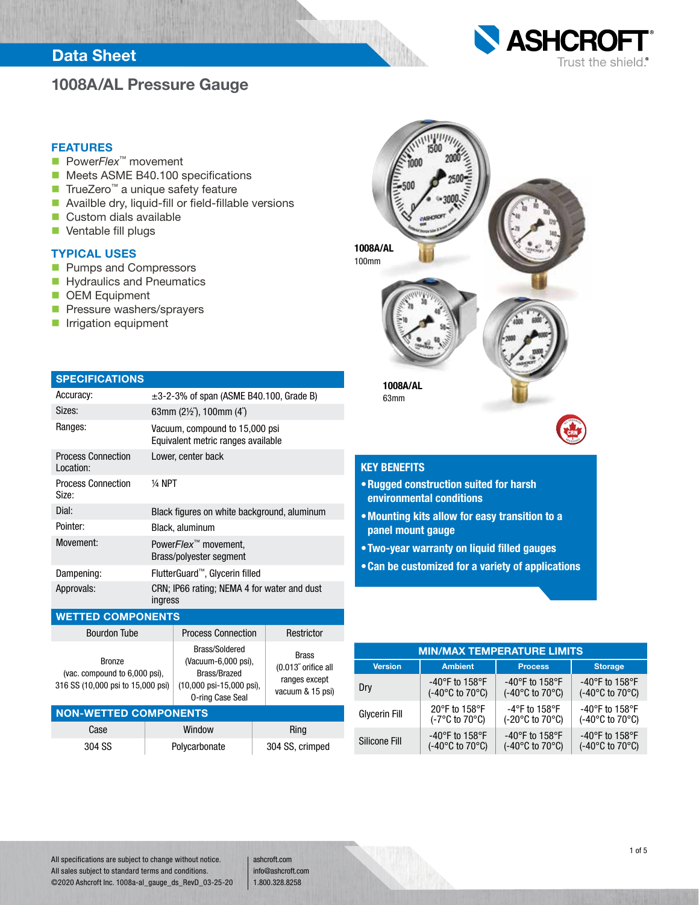# 1008A/AL Pressure Gauge

## FEATURES

- Power*Flex*™ movement
- Meets ASME B40.100 specifications
- TrueZero™ a unique safety feature
- Availble dry, liquid-fill or field-fillable versions
- Custom dials available
- Ventable fill plugs

## TYPICAL USES

- Pumps and Compressors
- Hydraulics and Pneumatics
- OEM Equipment
- Pressure washers/sprayers
- Irrigation equipment

**1008A/AL**
100mm

**1008A/AL**
63mm

## SPECIFICATIONS

| | |
|---|---|
| Accuracy: | ±3-2-3% of span (ASME B40.100, Grade B) |
| Sizes: | 63mm (2½˝), 100mm (4˝) |
| Ranges: | Vacuum, compound to 15,000 psi<br>Equivalent metric ranges available |
| Process Connection Location: | Lower, center back |
| Process Connection Size: | ¼ NPT |
| Dial: | Black figures on white background, aluminum |
| Pointer: | Black, aluminum |
| Movement: | Power*Flex*™ movement,<br>Brass/polyester segment |
| Dampening: | FlutterGuard™, Glycerin filled |
| Approvals: | CRN; IP66 rating; NEMA 4 for water and dust ingress |

## WETTED COMPONENTS

| Bourdon Tube | Process Connection | Restrictor |
|---|---|---|
| Bronze<br>(vac. compound to 6,000 psi),<br>316 SS (10,000 psi to 15,000 psi) | Brass/Soldered<br>(Vacuum-6,000 psi),<br>Brass/Brazed<br>(10,000 psi-15,000 psi),<br>O-ring Case Seal | Brass<br>(0.013˝ orifice all ranges except vacuum & 15 psi) |

## NON-WETTED COMPONENTS

| Case | Window | Ring |
|---|---|---|
| 304 SS | Polycarbonate | 304 SS, crimped |

## KEY BENEFITS

- **Rugged construction suited for harsh environmental conditions**
- **Mounting kits allow for easy transition to a panel mount gauge**
- **Two-year warranty on liquid filled gauges**
- **Can be customized for a variety of applications**

## MIN/MAX TEMPERATURE LIMITS

| Version | Ambient | Process | Storage |
|---|---|---|---|
| Dry | -40°F to 158°F<br>(-40°C to 70°C) | -40°F to 158°F<br>(-40°C to 70°C) | -40°F to 158°F<br>(-40°C to 70°C) |
| Glycerin Fill | 20°F to 158°F<br>(-7°C to 70°C) | -4°F to 158°F<br>(-20°C to 70°C) | -40°F to 158°F<br>(-40°C to 70°C) |
| Silicone Fill | -40°F to 158°F<br>(-40°C to 70°C) | -40°F to 158°F<br>(-40°C to 70°C) | -40°F to 158°F<br>(-40°C to 70°C) |

All specifications are subject to change without notice.
All sales subject to standard terms and conditions.
©2020 Ashcroft Inc. 1008a-al_gauge_ds_RevD_03-25-20

ashcroft.com
info@ashcroft.com
1.800.328.8258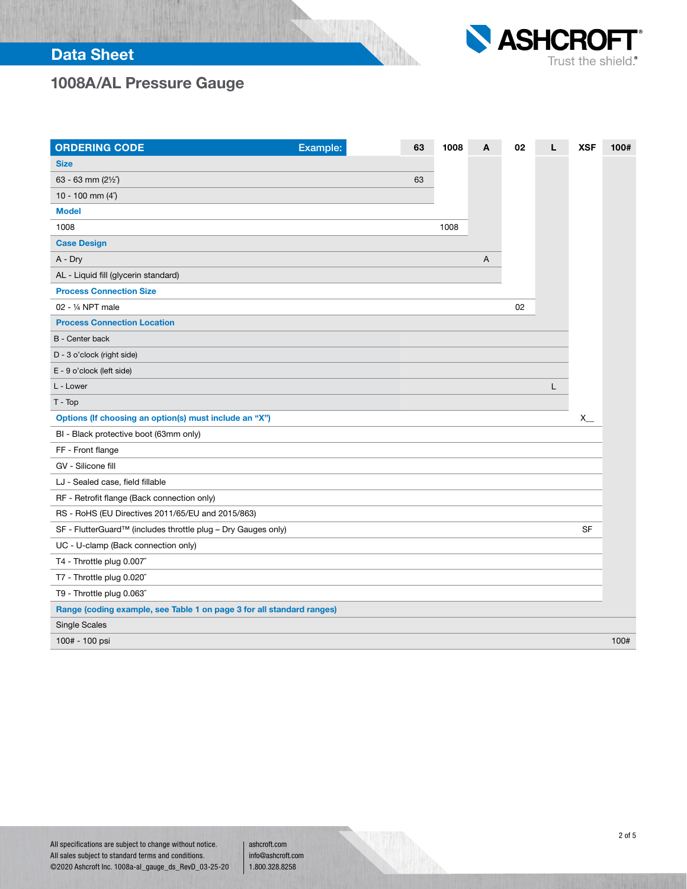# 1008A/AL Pressure Gauge

| ORDERING CODE | Example: | 63 | 1008 | A | 02 | L | XSF | 100# |
|---|---|---|---|---|---|---|---|---|
| **Size** | | | | | | | | |
| 63 - 63 mm (2½˝) | | 63 | | | | | | |
| 10 - 100 mm (4˝) | | | | | | | | |
| **Model** | | | | | | | | |
| 1008 | | | 1008 | | | | | |
| **Case Design** | | | | | | | | |
| A - Dry | | | | A | | | | |
| AL - Liquid fill (glycerin standard) | | | | | | | | |
| **Process Connection Size** | | | | | | | | |
| 02 - ¼ NPT male | | | | | 02 | | | |
| **Process Connection Location** | | | | | | | | |
| B - Center back | | | | | | | | |
| D - 3 o'clock (right side) | | | | | | | | |
| E - 9 o'clock (left side) | | | | | | | | |
| L - Lower | | | | | | L | | |
| T - Top | | | | | | | | |
| **Options (If choosing an option(s) must include an "X")** | | | | | | | X__ | |
| BI - Black protective boot (63mm only) | | | | | | | | |
| FF - Front flange | | | | | | | | |
| GV - Silicone fill | | | | | | | | |
| LJ - Sealed case, field fillable | | | | | | | | |
| RF - Retrofit flange (Back connection only) | | | | | | | | |
| RS - RoHS (EU Directives 2011/65/EU and 2015/863) | | | | | | | | |
| SF - FlutterGuard™ (includes throttle plug – Dry Gauges only) | | | | | | | SF | |
| UC - U-clamp (Back connection only) | | | | | | | | |
| T4 - Throttle plug 0.007˝ | | | | | | | | |
| T7 - Throttle plug 0.020˝ | | | | | | | | |
| T9 - Throttle plug 0.063˝ | | | | | | | | |
| **Range (coding example, see Table 1 on page 3 for all standard ranges)** | | | | | | | | |
| Single Scales | | | | | | | | |
| 100# - 100 psi | | | | | | | | 100# |

All specifications are subject to change without notice.
All sales subject to standard terms and conditions.
©2020 Ashcroft Inc. 1008a-al_gauge_ds_RevD_03-25-20

ashcroft.com
info@ashcroft.com
1.800.328.8258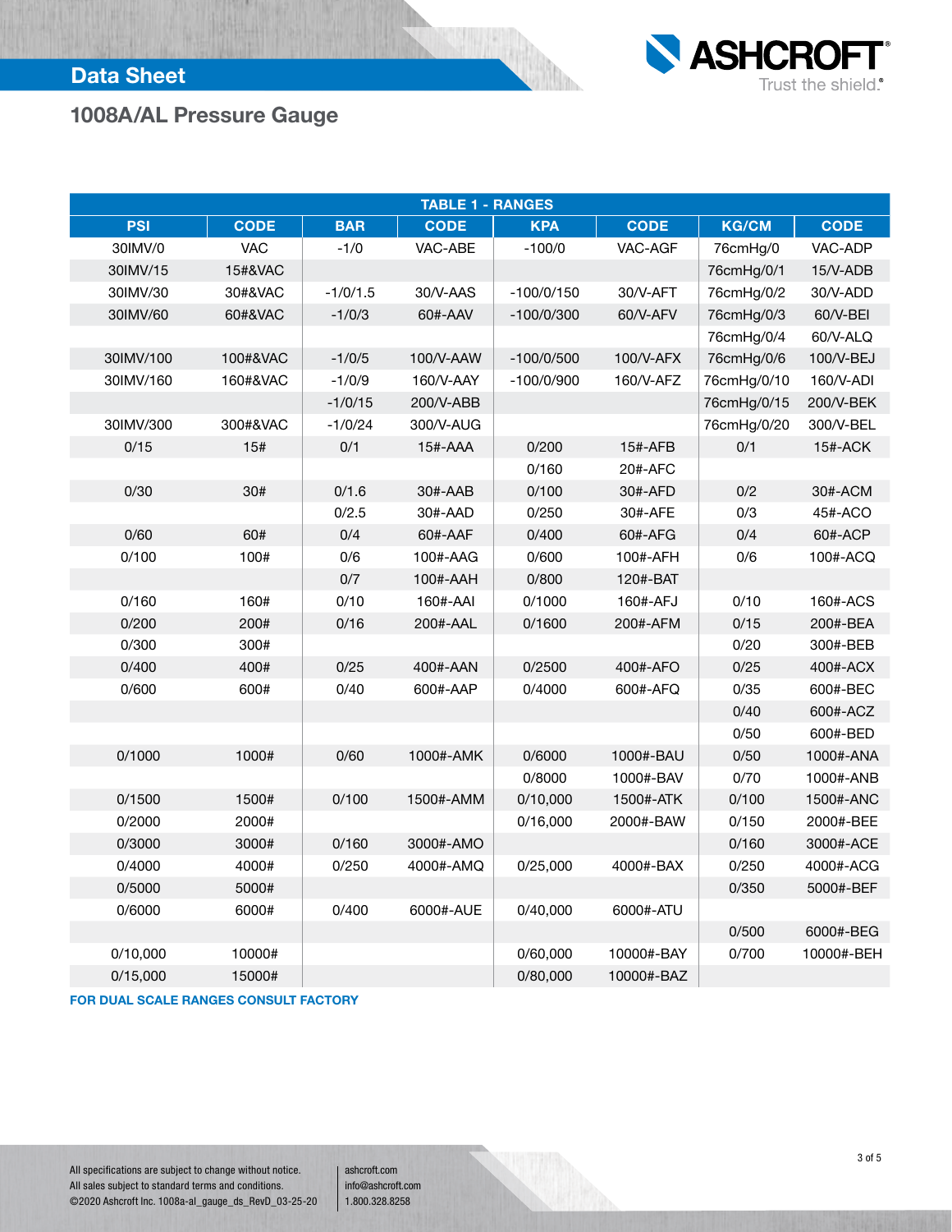# Data Sheet

## 1008A/AL Pressure Gauge

**TABLE 1 - RANGES**

| PSI | CODE | BAR | CODE | KPA | CODE | KG/CM | CODE |
|---|---|---|---|---|---|---|---|
| 30IMV/0 | VAC | -1/0 | VAC-ABE | -100/0 | VAC-AGF | 76cmHg/0 | VAC-ADP |
| 30IMV/15 | 15#&VAC | | | | | 76cmHg/0/1 | 15/V-ADB |
| 30IMV/30 | 30#&VAC | -1/0/1.5 | 30/V-AAS | -100/0/150 | 30/V-AFT | 76cmHg/0/2 | 30/V-ADD |
| 30IMV/60 | 60#&VAC | -1/0/3 | 60#-AAV | -100/0/300 | 60/V-AFV | 76cmHg/0/3 | 60/V-BEI |
| | | | | | | 76cmHg/0/4 | 60/V-ALQ |
| 30IMV/100 | 100#&VAC | -1/0/5 | 100/V-AAW | -100/0/500 | 100/V-AFX | 76cmHg/0/6 | 100/V-BEJ |
| 30IMV/160 | 160#&VAC | -1/0/9 | 160/V-AAY | -100/0/900 | 160/V-AFZ | 76cmHg/0/10 | 160/V-ADI |
| | | -1/0/15 | 200/V-ABB | | | 76cmHg/0/15 | 200/V-BEK |
| 30IMV/300 | 300#&VAC | -1/0/24 | 300/V-AUG | | | 76cmHg/0/20 | 300/V-BEL |
| 0/15 | 15# | 0/1 | 15#-AAA | 0/200 | 15#-AFB | 0/1 | 15#-ACK |
| | | | | 0/160 | 20#-AFC | | |
| 0/30 | 30# | 0/1.6 | 30#-AAB | 0/100 | 30#-AFD | 0/2 | 30#-ACM |
| | | 0/2.5 | 30#-AAD | 0/250 | 30#-AFE | 0/3 | 45#-ACO |
| 0/60 | 60# | 0/4 | 60#-AAF | 0/400 | 60#-AFG | 0/4 | 60#-ACP |
| 0/100 | 100# | 0/6 | 100#-AAG | 0/600 | 100#-AFH | 0/6 | 100#-ACQ |
| | | 0/7 | 100#-AAH | 0/800 | 120#-BAT | | |
| 0/160 | 160# | 0/10 | 160#-AAI | 0/1000 | 160#-AFJ | 0/10 | 160#-ACS |
| 0/200 | 200# | 0/16 | 200#-AAL | 0/1600 | 200#-AFM | 0/15 | 200#-BEA |
| 0/300 | 300# | | | | | 0/20 | 300#-BEB |
| 0/400 | 400# | 0/25 | 400#-AAN | 0/2500 | 400#-AFO | 0/25 | 400#-ACX |
| 0/600 | 600# | 0/40 | 600#-AAP | 0/4000 | 600#-AFQ | 0/35 | 600#-BEC |
| | | | | | | 0/40 | 600#-ACZ |
| | | | | | | 0/50 | 600#-BED |
| 0/1000 | 1000# | 0/60 | 1000#-AMK | 0/6000 | 1000#-BAU | 0/50 | 1000#-ANA |
| | | | | 0/8000 | 1000#-BAV | 0/70 | 1000#-ANB |
| 0/1500 | 1500# | 0/100 | 1500#-AMM | 0/10,000 | 1500#-ATK | 0/100 | 1500#-ANC |
| 0/2000 | 2000# | | | 0/16,000 | 2000#-BAW | 0/150 | 2000#-BEE |
| 0/3000 | 3000# | 0/160 | 3000#-AMO | | | 0/160 | 3000#-ACE |
| 0/4000 | 4000# | 0/250 | 4000#-AMQ | 0/25,000 | 4000#-BAX | 0/250 | 4000#-ACG |
| 0/5000 | 5000# | | | | | 0/350 | 5000#-BEF |
| 0/6000 | 6000# | 0/400 | 6000#-AUE | 0/40,000 | 6000#-ATU | | |
| | | | | | | 0/500 | 6000#-BEG |
| 0/10,000 | 10000# | | | 0/60,000 | 10000#-BAY | 0/700 | 10000#-BEH |
| 0/15,000 | 15000# | | | 0/80,000 | 10000#-BAZ | | |

**FOR DUAL SCALE RANGES CONSULT FACTORY**

All specifications are subject to change without notice.
All sales subject to standard terms and conditions.
©2020 Ashcroft Inc. 1008a-al_gauge_ds_RevD_03-25-20

ashcroft.com
info@ashcroft.com
1.800.328.8258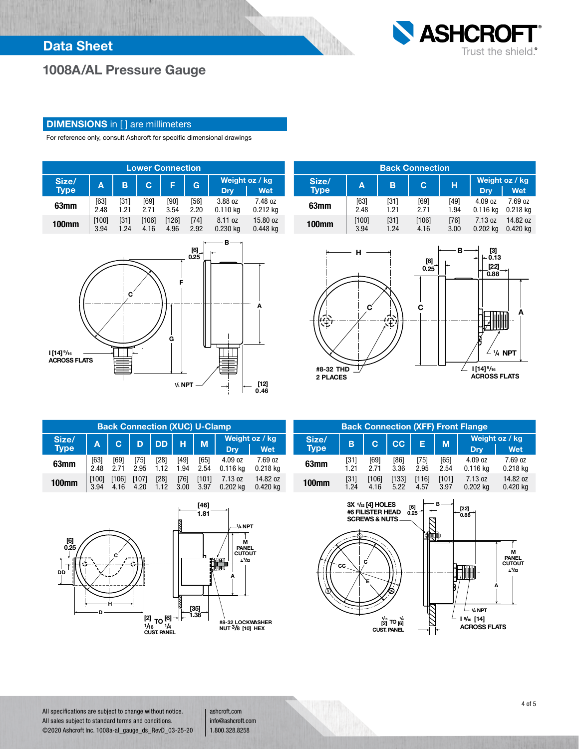## Data Sheet

# 1008A/AL Pressure Gauge

## DIMENSIONS in [ ] are millimeters

For reference only, consult Ashcroft for specific dimensional drawings

### Lower Connection

| Size/ Type | A | B | C | F | G | Weight oz / kg Dry | Weight oz / kg Wet |
|---|---|---|---|---|---|---|---|
| 63mm | [63] 2.48 | [31] 1.21 | [69] 2.71 | [90] 3.54 | [56] 2.20 | 3.88 oz 0.110 kg | 7.48 oz 0.212 kg |
| 100mm | [100] 3.94 | [31] 1.24 | [106] 4.16 | [126] 4.96 | [74] 2.92 | 8.11 oz 0.230 kg | 15.80 oz 0.448 kg |

### Back Connection

| Size/ Type | A | B | C | H | Weight oz / kg Dry | Weight oz / kg Wet |
|---|---|---|---|---|---|---|
| 63mm | [63] 2.48 | [31] 1.21 | [69] 2.71 | [49] 1.94 | 4.09 oz 0.116 kg | 7.69 oz 0.218 kg |
| 100mm | [100] 3.94 | [31] 1.24 | [106] 4.16 | [76] 3.00 | 7.13 oz 0.202 kg | 14.82 oz 0.420 kg |

### Back Connection (XUC) U-Clamp

| Size/ Type | A | C | D | DD | H | M | Weight oz / kg Dry | Weight oz / kg Wet |
|---|---|---|---|---|---|---|---|---|
| 63mm | [63] 2.48 | [69] 2.71 | [75] 2.95 | [28] 1.12 | [49] 1.94 | [65] 2.54 | 4.09 oz 0.116 kg | 7.69 oz 0.218 kg |
| 100mm | [100] 3.94 | [106] 4.16 | [107] 4.20 | [28] 1.12 | [76] 3.00 | [101] 3.97 | 7.13 oz 0.202 kg | 14.82 oz 0.420 kg |

### Back Connection (XFF) Front Flange

| Size/ Type | B | C | CC | E | M | Weight oz / kg Dry | Weight oz / kg Wet |
|---|---|---|---|---|---|---|---|
| 63mm | [31] 1.21 | [69] 2.71 | [86] 3.36 | [75] 2.95 | [65] 2.54 | 4.09 oz 0.116 kg | 7.69 oz 0.218 kg |
| 100mm | [31] 1.24 | [106] 4.16 | [133] 5.22 | [116] 4.57 | [101] 3.97 | 7.13 oz 0.202 kg | 14.82 oz 0.420 kg |

All specifications are subject to change without notice.
All sales subject to standard terms and conditions.
©2020 Ashcroft Inc. 1008a-al_gauge_ds_RevD_03-25-20

ashcroft.com
info@ashcroft.com
1.800.328.8258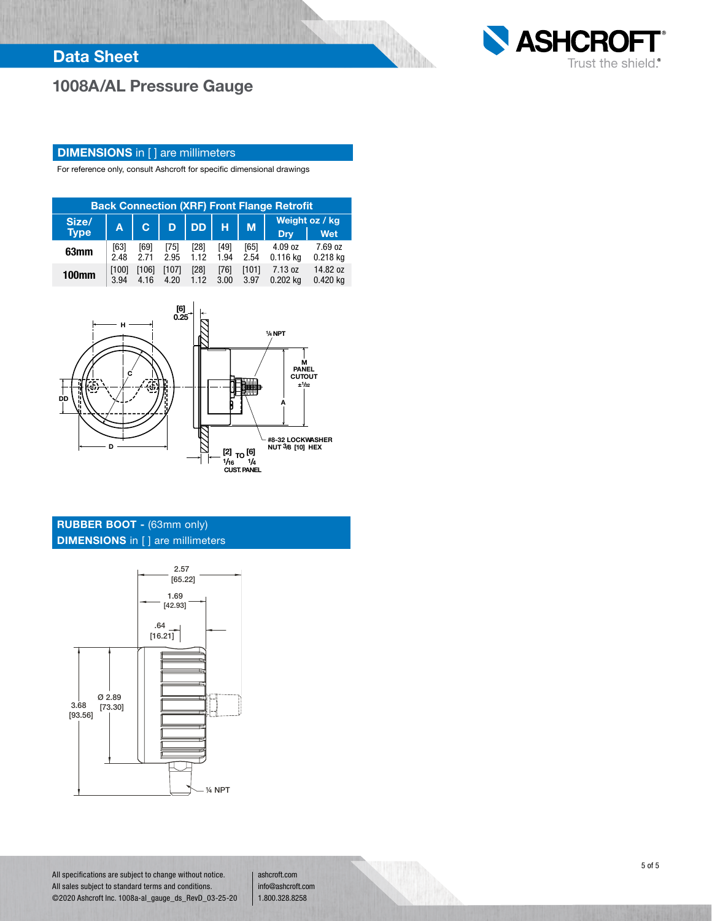## Data Sheet

# 1008A/AL Pressure Gauge

## DIMENSIONS in [ ] are millimeters

For reference only, consult Ashcroft for specific dimensional drawings

| Back Connection (XRF) Front Flange Retrofit | | | | | | | | |
|---|---|---|---|---|---|---|---|---|
| Size/ Type | A | C | D | DD | H | M | Weight oz / kg | |
| | | | | | | | Dry | Wet |
| 63mm | [63] 2.48 | [69] 2.71 | [75] 2.95 | [28] 1.12 | [49] 1.94 | [65] 2.54 | 4.09 oz 0.116 kg | 7.69 oz 0.218 kg |
| 100mm | [100] 3.94 | [106] 4.16 | [107] 4.20 | [28] 1.12 | [76] 3.00 | [101] 3.97 | 7.13 oz 0.202 kg | 14.82 oz 0.420 kg |

[6] 0.25

H

C

DD

D

¼ NPT

M PANEL CUTOUT ±1/32

A

#8-32 LOCKWASHER NUT 3/8 [10] HEX

[2] 1/16 TO [6] 1/4 CUST. PANEL

## RUBBER BOOT - (63mm only) DIMENSIONS in [ ] are millimeters

2.57 [65.22]

1.69 [42.93]

.64 [16.21]

3.68 [93.56]

Ø 2.89 [73.30]

¼ NPT

All specifications are subject to change without notice.
All sales subject to standard terms and conditions.
©2020 Ashcroft Inc. 1008a-al_gauge_ds_RevD_03-25-20

ashcroft.com
info@ashcroft.com
1.800.328.8258